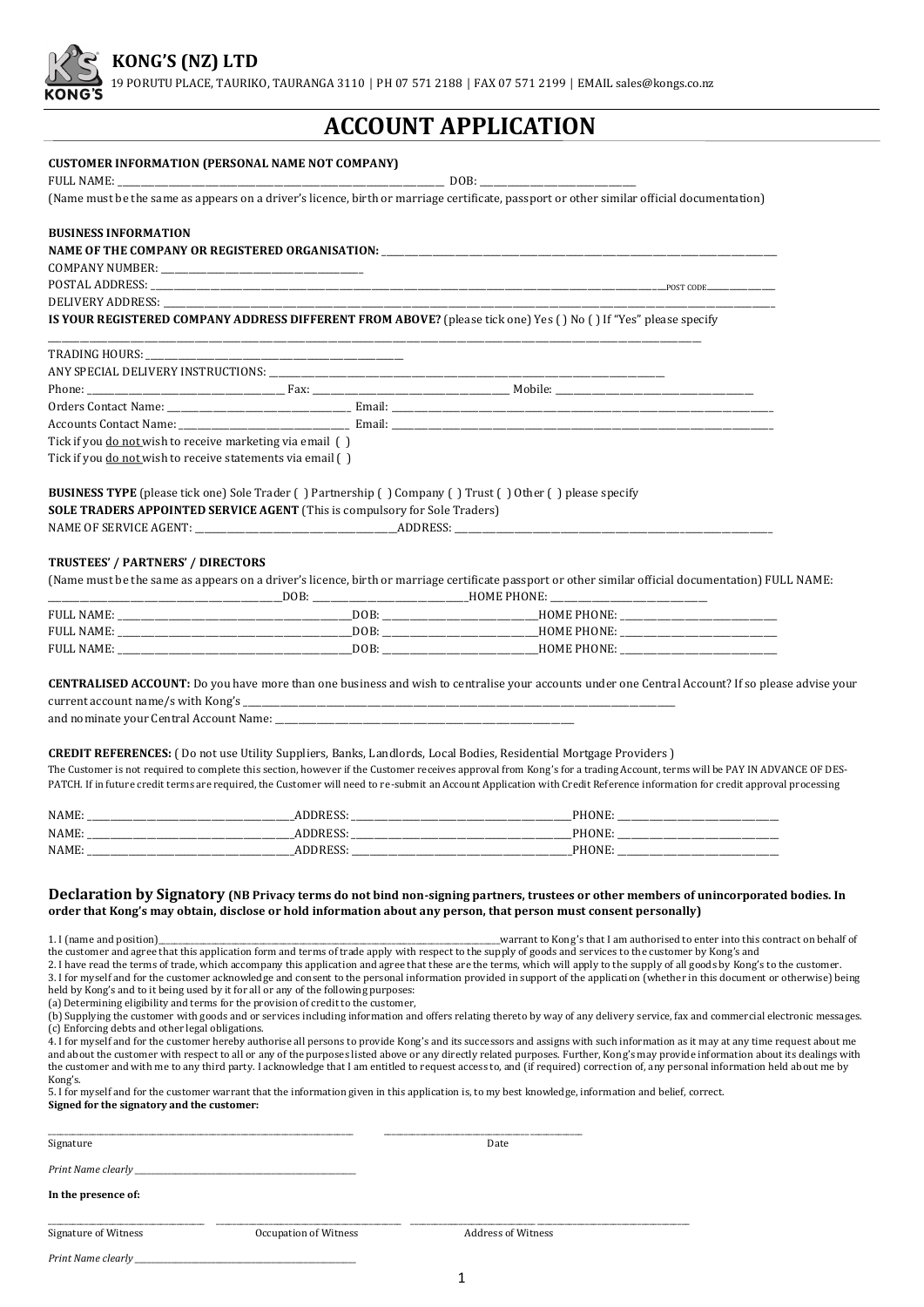# KONG'S (NZ) LTD

19 PORUTU PLACE, TAURIKO, TAURANGA 3110 | PH 07 571 2188 | FAX 07 571 2199 | EMAIL sales@kongs.co.nz

# ACCOUNT APPLICATION

**CUSTOMER INFORMATION (PERSONAL NAME NOT COMPANY)**

FULL NAME: ______________________ DOB: ______________

(Name must be the same as appears on a driver's licence, birth or marriage certificate, passport or other similar official documentation)

**BUSINESS INFORMATION**

**NAME OF THE COMPANY OR REGISTERED ORGANISATION:** ______________________

COMPANY NUMBER: ______________

POSTAL ADDRESS: ______________________ POST CODE ________

DELIVERY ADDRESS: ______________________

**IS YOUR REGISTERED COMPANY ADDRESS DIFFERENT FROM ABOVE?** (please tick one) Yes ( ) No ( ) If "Yes" please specify ______________________

TRADING HOURS: ______________

ANY SPECIAL DELIVERY INSTRUCTIONS: ______________________

Phone: ______________ Fax: ______________ Mobile: ______________

Orders Contact Name: ______________ Email: ______________

Accounts Contact Name: ______________ Email: ______________

Tick if you do not wish to receive marketing via email ( )

Tick if you do not wish to receive statements via email ( )

**BUSINESS TYPE** (please tick one) Sole Trader ( ) Partnership ( ) Company ( ) Trust ( ) Other ( ) please specify

**SOLE TRADERS APPOINTED SERVICE AGENT** (This is compulsory for Sole Traders)

NAME OF SERVICE AGENT: ______________ ADDRESS: ______________

**TRUSTEES' / PARTNERS' / DIRECTORS**

(Name must be the same as appears on a driver's licence, birth or marriage certificate passport or other similar official documentation) FULL NAME: ______________ DOB: ______________ HOME PHONE: ______________

FULL NAME: ______________ DOB: ______________ HOME PHONE: ______________

FULL NAME: ______________ DOB: ______________ HOME PHONE: ______________

FULL NAME: ______________ DOB: ______________ HOME PHONE: ______________

**CENTRALISED ACCOUNT:** Do you have more than one business and wish to centralise your accounts under one Central Account? If so please advise your current account name/s with Kong's ______________________

and nominate your Central Account Name: ______________________

**CREDIT REFERENCES:** ( Do not use Utility Suppliers, Banks, Landlords, Local Bodies, Residential Mortgage Providers )

The Customer is not required to complete this section, however if the Customer receives approval from Kong's for a trading Account, terms will be PAY IN ADVANCE OF DESPATCH. If in future credit terms are required, the Customer will need to re-submit an Account Application with Credit Reference information for credit approval processing

NAME: ______________ ADDRESS: ______________ PHONE: ______________

NAME: ______________ ADDRESS: ______________ PHONE: ______________

NAME: ______________ ADDRESS: ______________ PHONE: ______________

## Declaration by Signatory (NB Privacy terms do not bind non-signing partners, trustees or other members of unincorporated bodies. In order that Kong's may obtain, disclose or hold information about any person, that person must consent personally)

1. I (name and position) ______________________ warrant to Kong's that I am authorised to enter into this contract on behalf of the customer and agree that this application form and terms of trade apply with respect to the supply of goods and services to the customer by Kong's and
2. I have read the terms of trade, which accompany this application and agree that these are the terms, which will apply to the supply of all goods by Kong's to the customer.
3. I for myself and for the customer acknowledge and consent to the personal information provided in support of the application (whether in this document or otherwise) being held by Kong's and to it being used by it for all or any of the following purposes:
   (a) Determining eligibility and terms for the provision of credit to the customer,
   (b) Supplying the customer with goods and or services including information and offers relating thereto by way of any delivery service, fax and commercial electronic messages.
   (c) Enforcing debts and other legal obligations.
4. I for myself and for the customer hereby authorise all persons to provide Kong's and its successors and assigns with such information as it may at any time request about me and about the customer with respect to all or any of the purposes listed above or any directly related purposes. Further, Kong's may provide information about its dealings with the customer and with me to any third party. I acknowledge that I am entitled to request access to, and (if required) correction of, any personal information held about me by Kong's.
5. I for myself and for the customer warrant that the information given in this application is, to my best knowledge, information and belief, correct.

**Signed for the signatory and the customer:**

______________________ ______________
Signature Date

*Print Name clearly* ______________________

**In the presence of:**

______________ ______________ ______________
Signature of Witness Occupation of Witness Address of Witness

*Print Name clearly* ______________________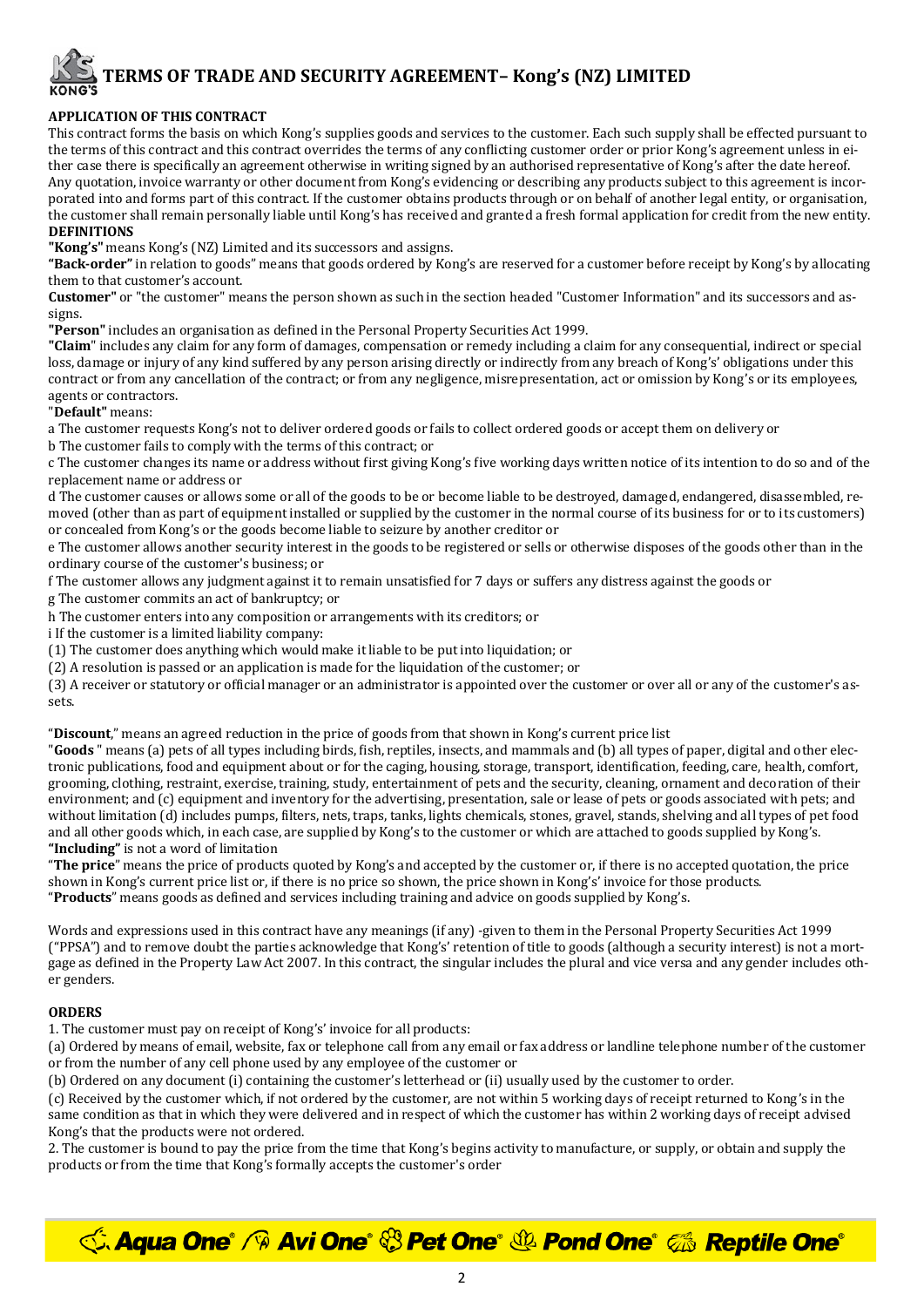# TERMS OF TRADE AND SECURITY AGREEMENT– Kong's (NZ) LIMITED

**APPLICATION OF THIS CONTRACT**

This contract forms the basis on which Kong's supplies goods and services to the customer. Each such supply shall be effected pursuant to the terms of this contract and this contract overrides the terms of any conflicting customer order or prior Kong's agreement unless in either case there is specifically an agreement otherwise in writing signed by an authorised representative of Kong's after the date hereof. Any quotation, invoice warranty or other document from Kong's evidencing or describing any products subject to this agreement is incorporated into and forms part of this contract. If the customer obtains products through or on behalf of another legal entity, or organisation, the customer shall remain personally liable until Kong's has received and granted a fresh formal application for credit from the new entity.

**DEFINITIONS**

**"Kong's"** means Kong's (NZ) Limited and its successors and assigns.

**"Back-order"** in relation to goods" means that goods ordered by Kong's are reserved for a customer before receipt by Kong's by allocating them to that customer's account.

**Customer"** or "the customer" means the person shown as such in the section headed "Customer Information" and its successors and assigns.

**"Person"** includes an organisation as defined in the Personal Property Securities Act 1999.

**"Claim"** includes any claim for any form of damages, compensation or remedy including a claim for any consequential, indirect or special loss, damage or injury of any kind suffered by any person arising directly or indirectly from any breach of Kong's' obligations under this contract or from any cancellation of the contract; or from any negligence, misrepresentation, act or omission by Kong's or its employees, agents or contractors.

"**Default"** means:

a The customer requests Kong's not to deliver ordered goods or fails to collect ordered goods or accept them on delivery or

b The customer fails to comply with the terms of this contract; or

c The customer changes its name or address without first giving Kong's five working days written notice of its intention to do so and of the replacement name or address or

d The customer causes or allows some or all of the goods to be or become liable to be destroyed, damaged, endangered, disassembled, removed (other than as part of equipment installed or supplied by the customer in the normal course of its business for or to its customers) or concealed from Kong's or the goods become liable to seizure by another creditor or

e The customer allows another security interest in the goods to be registered or sells or otherwise disposes of the goods other than in the ordinary course of the customer's business; or

f The customer allows any judgment against it to remain unsatisfied for 7 days or suffers any distress against the goods or

g The customer commits an act of bankruptcy; or

h The customer enters into any composition or arrangements with its creditors; or

i If the customer is a limited liability company:

(1) The customer does anything which would make it liable to be put into liquidation; or

(2) A resolution is passed or an application is made for the liquidation of the customer; or

(3) A receiver or statutory or official manager or an administrator is appointed over the customer or over all or any of the customer's assets.

"**Discount**," means an agreed reduction in the price of goods from that shown in Kong's current price list

"**Goods** " means (a) pets of all types including birds, fish, reptiles, insects, and mammals and (b) all types of paper, digital and other electronic publications, food and equipment about or for the caging, housing, storage, transport, identification, feeding, care, health, comfort, grooming, clothing, restraint, exercise, training, study, entertainment of pets and the security, cleaning, ornament and decoration of their environment; and (c) equipment and inventory for the advertising, presentation, sale or lease of pets or goods associated with pets; and without limitation (d) includes pumps, filters, nets, traps, tanks, lights chemicals, stones, gravel, stands, shelving and all types of pet food and all other goods which, in each case, are supplied by Kong's to the customer or which are attached to goods supplied by Kong's.

**"Including"** is not a word of limitation

"**The price**" means the price of products quoted by Kong's and accepted by the customer or, if there is no accepted quotation, the price shown in Kong's current price list or, if there is no price so shown, the price shown in Kong's' invoice for those products.

"**Products**" means goods as defined and services including training and advice on goods supplied by Kong's.

Words and expressions used in this contract have any meanings (if any) -given to them in the Personal Property Securities Act 1999 ("PPSA") and to remove doubt the parties acknowledge that Kong's' retention of title to goods (although a security interest) is not a mortgage as defined in the Property Law Act 2007. In this contract, the singular includes the plural and vice versa and any gender includes other genders.

**ORDERS**

1. The customer must pay on receipt of Kong's' invoice for all products:

(a) Ordered by means of email, website, fax or telephone call from any email or fax address or landline telephone number of the customer or from the number of any cell phone used by any employee of the customer or

(b) Ordered on any document (i) containing the customer's letterhead or (ii) usually used by the customer to order.

(c) Received by the customer which, if not ordered by the customer, are not within 5 working days of receipt returned to Kong's in the same condition as that in which they were delivered and in respect of which the customer has within 2 working days of receipt advised Kong's that the products were not ordered.

2. The customer is bound to pay the price from the time that Kong's begins activity to manufacture, or supply, or obtain and supply the products or from the time that Kong's formally accepts the customer's order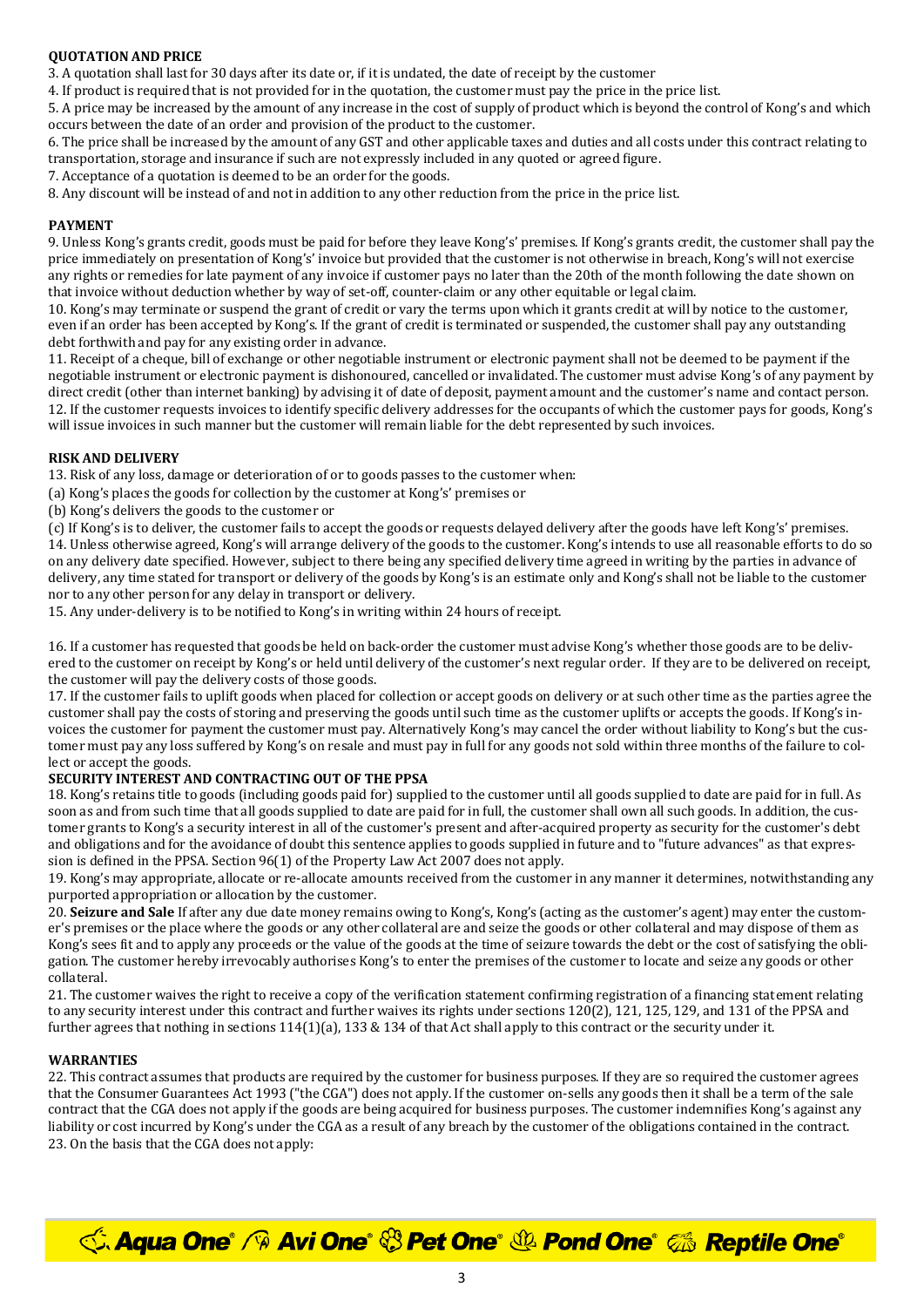**QUOTATION AND PRICE**

3. A quotation shall last for 30 days after its date or, if it is undated, the date of receipt by the customer
4. If product is required that is not provided for in the quotation, the customer must pay the price in the price list.
5. A price may be increased by the amount of any increase in the cost of supply of product which is beyond the control of Kong's and which occurs between the date of an order and provision of the product to the customer.
6. The price shall be increased by the amount of any GST and other applicable taxes and duties and all costs under this contract relating to transportation, storage and insurance if such are not expressly included in any quoted or agreed figure.
7. Acceptance of a quotation is deemed to be an order for the goods.
8. Any discount will be instead of and not in addition to any other reduction from the price in the price list.

**PAYMENT**

9. Unless Kong's grants credit, goods must be paid for before they leave Kong's' premises. If Kong's grants credit, the customer shall pay the price immediately on presentation of Kong's' invoice but provided that the customer is not otherwise in breach, Kong's will not exercise any rights or remedies for late payment of any invoice if customer pays no later than the 20th of the month following the date shown on that invoice without deduction whether by way of set-off, counter-claim or any other equitable or legal claim.
10. Kong's may terminate or suspend the grant of credit or vary the terms upon which it grants credit at will by notice to the customer, even if an order has been accepted by Kong's. If the grant of credit is terminated or suspended, the customer shall pay any outstanding debt forthwith and pay for any existing order in advance.
11. Receipt of a cheque, bill of exchange or other negotiable instrument or electronic payment shall not be deemed to be payment if the negotiable instrument or electronic payment is dishonoured, cancelled or invalidated. The customer must advise Kong's of any payment by direct credit (other than internet banking) by advising it of date of deposit, payment amount and the customer's name and contact person.
12. If the customer requests invoices to identify specific delivery addresses for the occupants of which the customer pays for goods, Kong's will issue invoices in such manner but the customer will remain liable for the debt represented by such invoices.

**RISK AND DELIVERY**

13. Risk of any loss, damage or deterioration of or to goods passes to the customer when:
(a) Kong's places the goods for collection by the customer at Kong's' premises or
(b) Kong's delivers the goods to the customer or
(c) If Kong's is to deliver, the customer fails to accept the goods or requests delayed delivery after the goods have left Kong's' premises.
14. Unless otherwise agreed, Kong's will arrange delivery of the goods to the customer. Kong's intends to use all reasonable efforts to do so on any delivery date specified. However, subject to there being any specified delivery time agreed in writing by the parties in advance of delivery, any time stated for transport or delivery of the goods by Kong's is an estimate only and Kong's shall not be liable to the customer nor to any other person for any delay in transport or delivery.
15. Any under-delivery is to be notified to Kong's in writing within 24 hours of receipt.

16. If a customer has requested that goods be held on back-order the customer must advise Kong's whether those goods are to be delivered to the customer on receipt by Kong's or held until delivery of the customer's next regular order. If they are to be delivered on receipt, the customer will pay the delivery costs of those goods.
17. If the customer fails to uplift goods when placed for collection or accept goods on delivery or at such other time as the parties agree the customer shall pay the costs of storing and preserving the goods until such time as the customer uplifts or accepts the goods. If Kong's invoices the customer for payment the customer must pay. Alternatively Kong's may cancel the order without liability to Kong's but the customer must pay any loss suffered by Kong's on resale and must pay in full for any goods not sold within three months of the failure to collect or accept the goods.

**SECURITY INTEREST AND CONTRACTING OUT OF THE PPSA**

18. Kong's retains title to goods (including goods paid for) supplied to the customer until all goods supplied to date are paid for in full. As soon as and from such time that all goods supplied to date are paid for in full, the customer shall own all such goods. In addition, the customer grants to Kong's a security interest in all of the customer's present and after-acquired property as security for the customer's debt and obligations and for the avoidance of doubt this sentence applies to goods supplied in future and to "future advances" as that expression is defined in the PPSA. Section 96(1) of the Property Law Act 2007 does not apply.
19. Kong's may appropriate, allocate or re-allocate amounts received from the customer in any manner it determines, notwithstanding any purported appropriation or allocation by the customer.
20. **Seizure and Sale** If after any due date money remains owing to Kong's, Kong's (acting as the customer's agent) may enter the customer's premises or the place where the goods or any other collateral are and seize the goods or other collateral and may dispose of them as Kong's sees fit and to apply any proceeds or the value of the goods at the time of seizure towards the debt or the cost of satisfying the obligation. The customer hereby irrevocably authorises Kong's to enter the premises of the customer to locate and seize any goods or other collateral.
21. The customer waives the right to receive a copy of the verification statement confirming registration of a financing statement relating to any security interest under this contract and further waives its rights under sections 120(2), 121, 125, 129, and 131 of the PPSA and further agrees that nothing in sections 114(1)(a), 133 & 134 of that Act shall apply to this contract or the security under it.

**WARRANTIES**

22. This contract assumes that products are required by the customer for business purposes. If they are so required the customer agrees that the Consumer Guarantees Act 1993 ("the CGA") does not apply. If the customer on-sells any goods then it shall be a term of the sale contract that the CGA does not apply if the goods are being acquired for business purposes. The customer indemnifies Kong's against any liability or cost incurred by Kong's under the CGA as a result of any breach by the customer of the obligations contained in the contract.
23. On the basis that the CGA does not apply: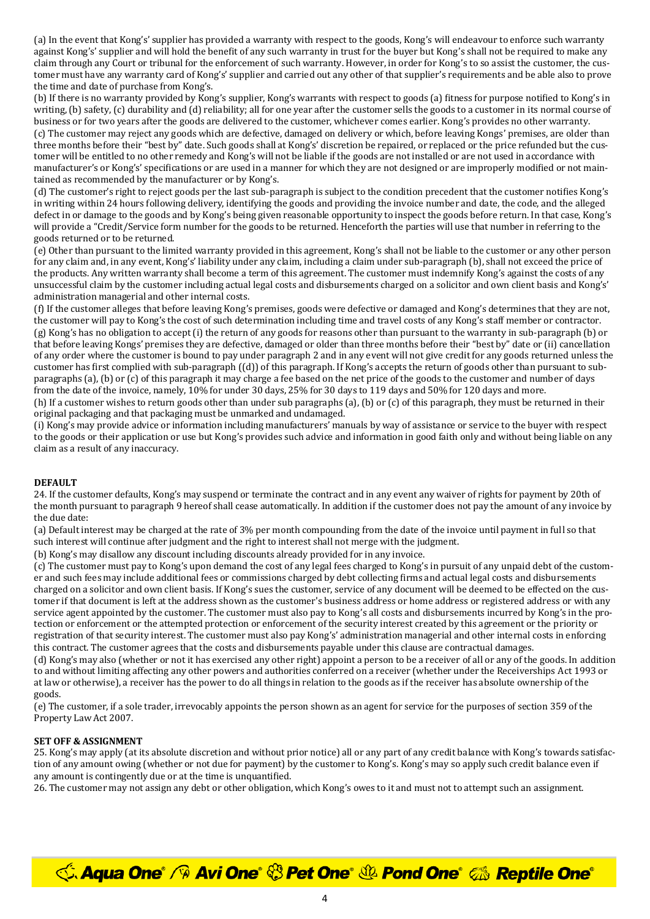(a) In the event that Kong's' supplier has provided a warranty with respect to the goods, Kong's will endeavour to enforce such warranty against Kong's' supplier and will hold the benefit of any such warranty in trust for the buyer but Kong's shall not be required to make any claim through any Court or tribunal for the enforcement of such warranty. However, in order for Kong's to so assist the customer, the customer must have any warranty card of Kong's' supplier and carried out any other of that supplier's requirements and be able also to prove the time and date of purchase from Kong's.

(b) If there is no warranty provided by Kong's supplier, Kong's warrants with respect to goods (a) fitness for purpose notified to Kong's in writing, (b) safety, (c) durability and (d) reliability; all for one year after the customer sells the goods to a customer in its normal course of business or for two years after the goods are delivered to the customer, whichever comes earlier. Kong's provides no other warranty.

(c) The customer may reject any goods which are defective, damaged on delivery or which, before leaving Kongs' premises, are older than three months before their "best by" date. Such goods shall at Kong's' discretion be repaired, or replaced or the price refunded but the customer will be entitled to no other remedy and Kong's will not be liable if the goods are not installed or are not used in accordance with manufacturer's or Kong's' specifications or are used in a manner for which they are not designed or are improperly modified or not maintained as recommended by the manufacturer or by Kong's.

(d) The customer's right to reject goods per the last sub-paragraph is subject to the condition precedent that the customer notifies Kong's in writing within 24 hours following delivery, identifying the goods and providing the invoice number and date, the code, and the alleged defect in or damage to the goods and by Kong's being given reasonable opportunity to inspect the goods before return. In that case, Kong's will provide a "Credit/Service form number for the goods to be returned. Henceforth the parties will use that number in referring to the goods returned or to be returned.

(e) Other than pursuant to the limited warranty provided in this agreement, Kong's shall not be liable to the customer or any other person for any claim and, in any event, Kong's' liability under any claim, including a claim under sub-paragraph (b), shall not exceed the price of the products. Any written warranty shall become a term of this agreement. The customer must indemnify Kong's against the costs of any unsuccessful claim by the customer including actual legal costs and disbursements charged on a solicitor and own client basis and Kong's' administration managerial and other internal costs.

(f) If the customer alleges that before leaving Kong's premises, goods were defective or damaged and Kong's determines that they are not, the customer will pay to Kong's the cost of such determination including time and travel costs of any Kong's staff member or contractor.

(g) Kong's has no obligation to accept (i) the return of any goods for reasons other than pursuant to the warranty in sub-paragraph (b) or that before leaving Kongs' premises they are defective, damaged or older than three months before their "best by" date or (ii) cancellation of any order where the customer is bound to pay under paragraph 2 and in any event will not give credit for any goods returned unless the customer has first complied with sub-paragraph ((d)) of this paragraph. If Kong's accepts the return of goods other than pursuant to sub-paragraphs (a), (b) or (c) of this paragraph it may charge a fee based on the net price of the goods to the customer and number of days from the date of the invoice, namely, 10% for under 30 days, 25% for 30 days to 119 days and 50% for 120 days and more.

(h) If a customer wishes to return goods other than under sub paragraphs (a), (b) or (c) of this paragraph, they must be returned in their original packaging and that packaging must be unmarked and undamaged.

(i) Kong's may provide advice or information including manufacturers' manuals by way of assistance or service to the buyer with respect to the goods or their application or use but Kong's provides such advice and information in good faith only and without being liable on any claim as a result of any inaccuracy.

**DEFAULT**

24. If the customer defaults, Kong's may suspend or terminate the contract and in any event any waiver of rights for payment by 20th of the month pursuant to paragraph 9 hereof shall cease automatically. In addition if the customer does not pay the amount of any invoice by the due date:

(a) Default interest may be charged at the rate of 3% per month compounding from the date of the invoice until payment in full so that such interest will continue after judgment and the right to interest shall not merge with the judgment.

(b) Kong's may disallow any discount including discounts already provided for in any invoice.

(c) The customer must pay to Kong's upon demand the cost of any legal fees charged to Kong's in pursuit of any unpaid debt of the customer and such fees may include additional fees or commissions charged by debt collecting firms and actual legal costs and disbursements charged on a solicitor and own client basis. If Kong's sues the customer, service of any document will be deemed to be effected on the customer if that document is left at the address shown as the customer's business address or home address or registered address or with any service agent appointed by the customer. The customer must also pay to Kong's all costs and disbursements incurred by Kong's in the protection or enforcement or the attempted protection or enforcement of the security interest created by this agreement or the priority or registration of that security interest. The customer must also pay Kong's' administration managerial and other internal costs in enforcing this contract. The customer agrees that the costs and disbursements payable under this clause are contractual damages.

(d) Kong's may also (whether or not it has exercised any other right) appoint a person to be a receiver of all or any of the goods. In addition to and without limiting affecting any other powers and authorities conferred on a receiver (whether under the Receiverships Act 1993 or at law or otherwise), a receiver has the power to do all things in relation to the goods as if the receiver has absolute ownership of the goods.

(e) The customer, if a sole trader, irrevocably appoints the person shown as an agent for service for the purposes of section 359 of the Property Law Act 2007.

**SET OFF & ASSIGNMENT**

25. Kong's may apply (at its absolute discretion and without prior notice) all or any part of any credit balance with Kong's towards satisfaction of any amount owing (whether or not due for payment) by the customer to Kong's. Kong's may so apply such credit balance even if any amount is contingently due or at the time is unquantified.

26. The customer may not assign any debt or other obligation, which Kong's owes to it and must not to attempt such an assignment.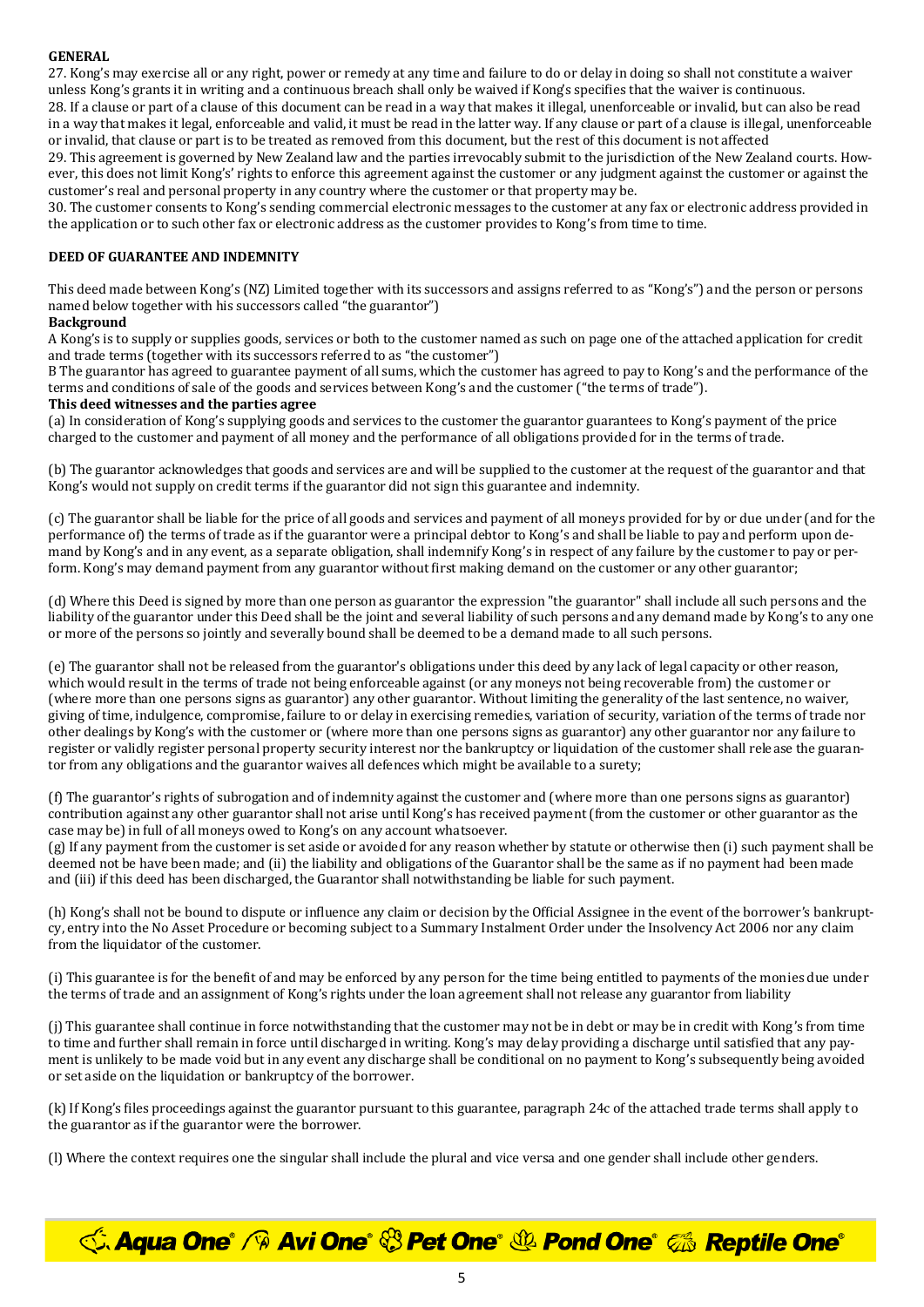**GENERAL**

27. Kong's may exercise all or any right, power or remedy at any time and failure to do or delay in doing so shall not constitute a waiver unless Kong's grants it in writing and a continuous breach shall only be waived if Kong's specifies that the waiver is continuous.
28. If a clause or part of a clause of this document can be read in a way that makes it illegal, unenforceable or invalid, but can also be read in a way that makes it legal, enforceable and valid, it must be read in the latter way. If any clause or part of a clause is illegal, unenforceable or invalid, that clause or part is to be treated as removed from this document, but the rest of this document is not affected
29. This agreement is governed by New Zealand law and the parties irrevocably submit to the jurisdiction of the New Zealand courts. However, this does not limit Kong's' rights to enforce this agreement against the customer or any judgment against the customer or against the customer's real and personal property in any country where the customer or that property may be.
30. The customer consents to Kong's sending commercial electronic messages to the customer at any fax or electronic address provided in the application or to such other fax or electronic address as the customer provides to Kong's from time to time.

**DEED OF GUARANTEE AND INDEMNITY**

This deed made between Kong's (NZ) Limited together with its successors and assigns referred to as "Kong's") and the person or persons named below together with his successors called "the guarantor")

**Background**

A Kong's is to supply or supplies goods, services or both to the customer named as such on page one of the attached application for credit and trade terms (together with its successors referred to as "the customer")

B The guarantor has agreed to guarantee payment of all sums, which the customer has agreed to pay to Kong's and the performance of the terms and conditions of sale of the goods and services between Kong's and the customer ("the terms of trade").

**This deed witnesses and the parties agree**

(a) In consideration of Kong's supplying goods and services to the customer the guarantor guarantees to Kong's payment of the price charged to the customer and payment of all money and the performance of all obligations provided for in the terms of trade.

(b) The guarantor acknowledges that goods and services are and will be supplied to the customer at the request of the guarantor and that Kong's would not supply on credit terms if the guarantor did not sign this guarantee and indemnity.

(c) The guarantor shall be liable for the price of all goods and services and payment of all moneys provided for by or due under (and for the performance of) the terms of trade as if the guarantor were a principal debtor to Kong's and shall be liable to pay and perform upon demand by Kong's and in any event, as a separate obligation, shall indemnify Kong's in respect of any failure by the customer to pay or perform. Kong's may demand payment from any guarantor without first making demand on the customer or any other guarantor;

(d) Where this Deed is signed by more than one person as guarantor the expression "the guarantor" shall include all such persons and the liability of the guarantor under this Deed shall be the joint and several liability of such persons and any demand made by Kong's to any one or more of the persons so jointly and severally bound shall be deemed to be a demand made to all such persons.

(e) The guarantor shall not be released from the guarantor's obligations under this deed by any lack of legal capacity or other reason, which would result in the terms of trade not being enforceable against (or any moneys not being recoverable from) the customer or (where more than one persons signs as guarantor) any other guarantor. Without limiting the generality of the last sentence, no waiver, giving of time, indulgence, compromise, failure to or delay in exercising remedies, variation of security, variation of the terms of trade nor other dealings by Kong's with the customer or (where more than one persons signs as guarantor) any other guarantor nor any failure to register or validly register personal property security interest nor the bankruptcy or liquidation of the customer shall release the guarantor from any obligations and the guarantor waives all defences which might be available to a surety;

(f) The guarantor's rights of subrogation and of indemnity against the customer and (where more than one persons signs as guarantor) contribution against any other guarantor shall not arise until Kong's has received payment (from the customer or other guarantor as the case may be) in full of all moneys owed to Kong's on any account whatsoever.

(g) If any payment from the customer is set aside or avoided for any reason whether by statute or otherwise then (i) such payment shall be deemed not be have been made; and (ii) the liability and obligations of the Guarantor shall be the same as if no payment had been made and (iii) if this deed has been discharged, the Guarantor shall notwithstanding be liable for such payment.

(h) Kong's shall not be bound to dispute or influence any claim or decision by the Official Assignee in the event of the borrower's bankruptcy, entry into the No Asset Procedure or becoming subject to a Summary Instalment Order under the Insolvency Act 2006 nor any claim from the liquidator of the customer.

(i) This guarantee is for the benefit of and may be enforced by any person for the time being entitled to payments of the monies due under the terms of trade and an assignment of Kong's rights under the loan agreement shall not release any guarantor from liability

(j) This guarantee shall continue in force notwithstanding that the customer may not be in debt or may be in credit with Kong's from time to time and further shall remain in force until discharged in writing. Kong's may delay providing a discharge until satisfied that any payment is unlikely to be made void but in any event any discharge shall be conditional on no payment to Kong's subsequently being avoided or set aside on the liquidation or bankruptcy of the borrower.

(k) If Kong's files proceedings against the guarantor pursuant to this guarantee, paragraph 24c of the attached trade terms shall apply to the guarantor as if the guarantor were the borrower.

(l) Where the context requires one the singular shall include the plural and vice versa and one gender shall include other genders.

Aqua One® Avi One® Pet One® Pond One® Reptile One®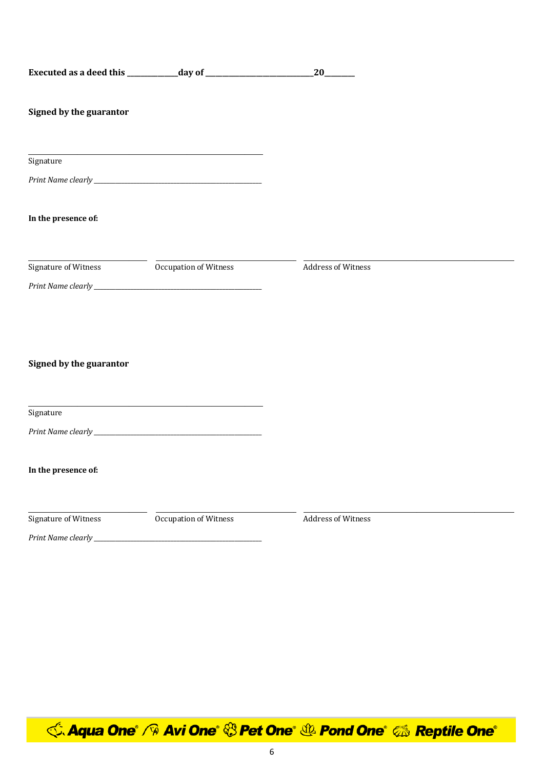**Executed as a deed this \_\_\_\_\_\_\_\_\_\_\_\_\_\_day of \_\_\_\_\_\_\_\_\_\_\_\_\_\_\_\_\_\_\_\_\_\_\_\_\_\_\_\_\_\_20\_\_\_\_\_\_\_\_\_**

**Signed by the guarantor**

\_\_\_\_\_\_\_\_\_\_\_\_\_\_\_\_\_\_\_\_\_\_\_\_\_\_\_\_\_\_\_\_\_\_\_\_\_\_\_\_\_\_\_\_\_\_\_\_\_\_\_\_\_\_

Signature

*Print Name clearly* \_\_\_\_\_\_\_\_\_\_\_\_\_\_\_\_\_\_\_\_\_\_\_\_\_\_\_\_\_\_\_\_\_\_\_\_\_\_\_\_\_\_\_\_

**In the presence of:**

| | | |
|---|---|---|
| Signature of Witness | Occupation of Witness | Address of Witness |

*Print Name clearly* \_\_\_\_\_\_\_\_\_\_\_\_\_\_\_\_\_\_\_\_\_\_\_\_\_\_\_\_\_\_\_\_\_\_\_\_\_\_\_\_\_\_\_\_

**Signed by the guarantor**

\_\_\_\_\_\_\_\_\_\_\_\_\_\_\_\_\_\_\_\_\_\_\_\_\_\_\_\_\_\_\_\_\_\_\_\_\_\_\_\_\_\_\_\_\_\_\_\_\_\_\_\_\_\_

Signature

*Print Name clearly* \_\_\_\_\_\_\_\_\_\_\_\_\_\_\_\_\_\_\_\_\_\_\_\_\_\_\_\_\_\_\_\_\_\_\_\_\_\_\_\_\_\_\_\_

**In the presence of:**

| | | |
|---|---|---|
| Signature of Witness | Occupation of Witness | Address of Witness |

*Print Name clearly* \_\_\_\_\_\_\_\_\_\_\_\_\_\_\_\_\_\_\_\_\_\_\_\_\_\_\_\_\_\_\_\_\_\_\_\_\_\_\_\_\_\_\_\_

Aqua One® Avi One® Pet One® Pond One® Reptile One®